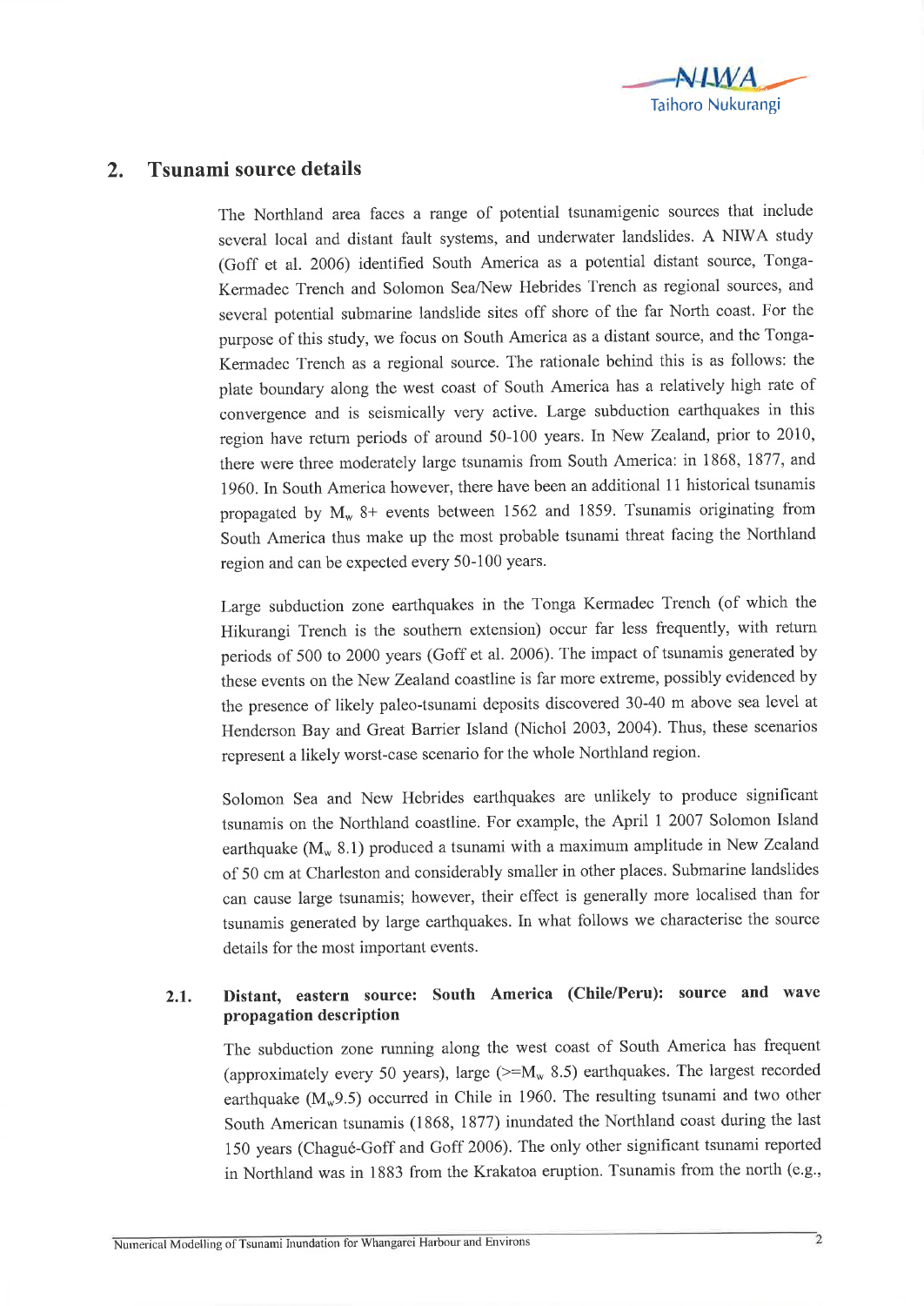## 2. Tsunami source details

The Northland area faces a range of potential tsunamigenic sources that include several local and distant fault systems, and underwater landslides. A NIWA study (Goff et al. 2006) identified South America as a potential distant source, Tonga-Kermadec Trench and Solomon Sea/New Hebrides Trench as regional sources, and several potential submarine landslide sites off shore of the far North coast. For the purpose of this study, we focus on South America as a distant source, and the Tonga-Kermadec Trench as a regional source. The rationale behind this is as follows: the plate boundary along the west coast of South America has a relatively high rate of convergence and is seismically very active. Large subduction earthquakes in this region have return periods of around 50-100 years. In New Zealand, prior to 2010, there were three moderately large tsunamis from South America: in 1868, 1877, and 1960. In South America however, there have been an additional 11 historical tsunamis propagated by $M_w$ 8+ events between 1562 and 1859. Tsunamis originating from South America thus make up the most probable tsunami threat facing the Northland region and can be expected every 50-100 years.

Large subduction zone earthquakes in the Tonga Kermadec Trench (of which the Hikurangi Trench is the southern extension) occur far less frequently, with return periods of 500 to 2000 years (Goff et al. 2006). The impact of tsunamis generated by these events on the New Zealand coastline is far more extreme, possibly evidenced by the presence of likely paleo-tsunami deposits discovered 30-40 m above sea level at Henderson Bay and Great Barrier Island (Nichol 2003, 2004). Thus, these scenarios represent a likely worst-case scenario for the whole Northland region.

Solomon Sea and New Hebrides earthquakes are unlikely to produce significant tsunamis on the Northland coastline. For example, the April 1 2007 Solomon Island earthquake ($M_w$ 8.1) produced a tsunami with a maximum amplitude in New Zealand of 50 cm at Charleston and considerably smaller in other places. Submarine landslides can cause large tsunamis; however, their effect is generally more localised than for tsunamis generated by large earthquakes. In what follows we characterise the source details for the most important events.

### 2.1. Distant, eastern source: South America (Chile/Peru): source and wave propagation description

The subduction zone running along the west coast of South America has frequent (approximately every 50 years), large (>=$M_w$ 8.5) earthquakes. The largest recorded earthquake ($M_w$9.5) occurred in Chile in 1960. The resulting tsunami and two other South American tsunamis (1868, 1877) inundated the Northland coast during the last 150 years (Chagué-Goff and Goff 2006). The only other significant tsunami reported in Northland was in 1883 from the Krakatoa eruption. Tsunamis from the north (e.g.,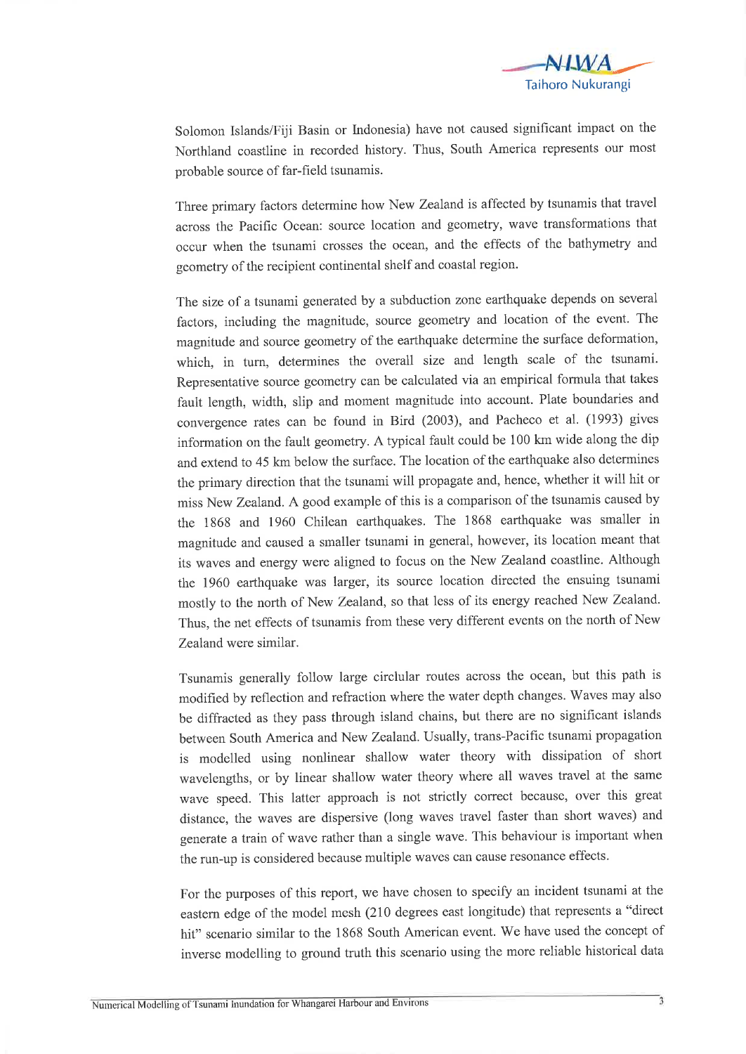Solomon Islands/Fiji Basin or Indonesia) have not caused significant impact on the Northland coastline in recorded history. Thus, South America represents our most probable source of far-field tsunamis.

Three primary factors determine how New Zealand is affected by tsunamis that travel across the Pacific Ocean: source location and geometry, wave transformations that occur when the tsunami crosses the ocean, and the effects of the bathymetry and geometry of the recipient continental shelf and coastal region.

The size of a tsunami generated by a subduction zone earthquake depends on several factors, including the magnitude, source geometry and location of the event. The magnitude and source geometry of the earthquake determine the surface deformation, which, in turn, determines the overall size and length scale of the tsunami. Representative source geometry can be calculated via an empirical formula that takes fault length, width, slip and moment magnitude into account. Plate boundaries and convergence rates can be found in Bird (2003), and Pacheco et al. (1993) gives information on the fault geometry. A typical fault could be 100 km wide along the dip and extend to 45 km below the surface. The location of the earthquake also determines the primary direction that the tsunami will propagate and, hence, whether it will hit or miss New Zealand. A good example of this is a comparison of the tsunamis caused by the 1868 and 1960 Chilean earthquakes. The 1868 earthquake was smaller in magnitude and caused a smaller tsunami in general, however, its location meant that its waves and energy were aligned to focus on the New Zealand coastline. Although the 1960 earthquake was larger, its source location directed the ensuing tsunami mostly to the north of New Zealand, so that less of its energy reached New Zealand. Thus, the net effects of tsunamis from these very different events on the north of New Zealand were similar.

Tsunamis generally follow large circlular routes across the ocean, but this path is modified by reflection and refraction where the water depth changes. Waves may also be diffracted as they pass through island chains, but there are no significant islands between South America and New Zealand. Usually, trans-Pacific tsunami propagation is modelled using nonlinear shallow water theory with dissipation of short wavelengths, or by linear shallow water theory where all waves travel at the same wave speed. This latter approach is not strictly correct because, over this great distance, the waves are dispersive (long waves travel faster than short waves) and generate a train of wave rather than a single wave. This behaviour is important when the run-up is considered because multiple waves can cause resonance effects.

For the purposes of this report, we have chosen to specify an incident tsunami at the eastern edge of the model mesh (210 degrees east longitude) that represents a "direct hit" scenario similar to the 1868 South American event. We have used the concept of inverse modelling to ground truth this scenario using the more reliable historical data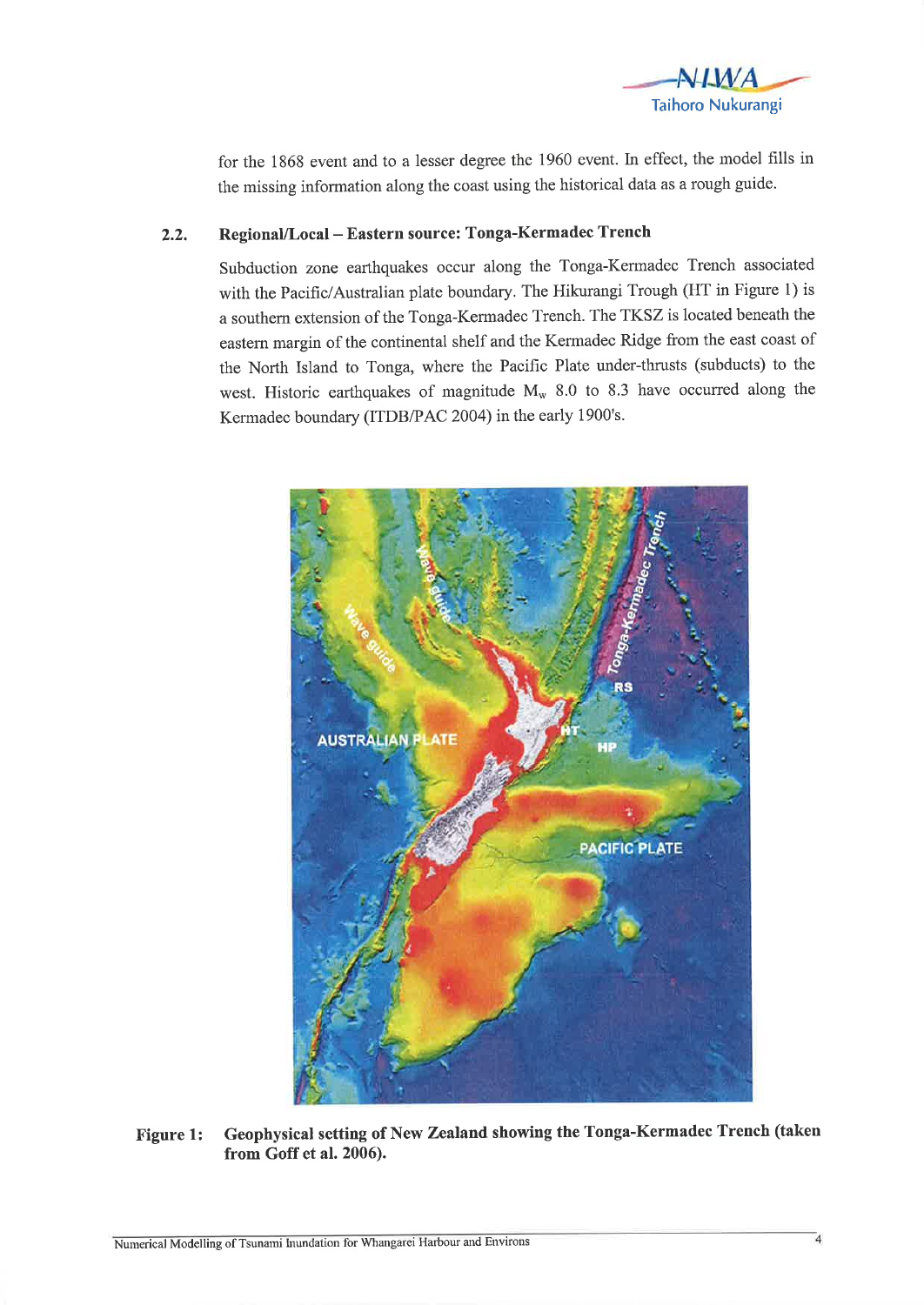for the 1868 event and to a lesser degree the 1960 event. In effect, the model fills in the missing information along the coast using the historical data as a rough guide.

## 2.2. Regional/Local – Eastern source: Tonga-Kermadec Trench

Subduction zone earthquakes occur along the Tonga-Kermadec Trench associated with the Pacific/Australian plate boundary. The Hikurangi Trough (HT in Figure 1) is a southern extension of the Tonga-Kermadec Trench. The TKSZ is located beneath the eastern margin of the continental shelf and the Kermadec Ridge from the east coast of the North Island to Tonga, where the Pacific Plate under-thrusts (subducts) to the west. Historic earthquakes of magnitude $M_w$ 8.0 to 8.3 have occurred along the Kermadec boundary (ITDB/PAC 2004) in the early 1900's.

**Figure 1: Geophysical setting of New Zealand showing the Tonga-Kermadec Trench (taken from Goff et al. 2006).**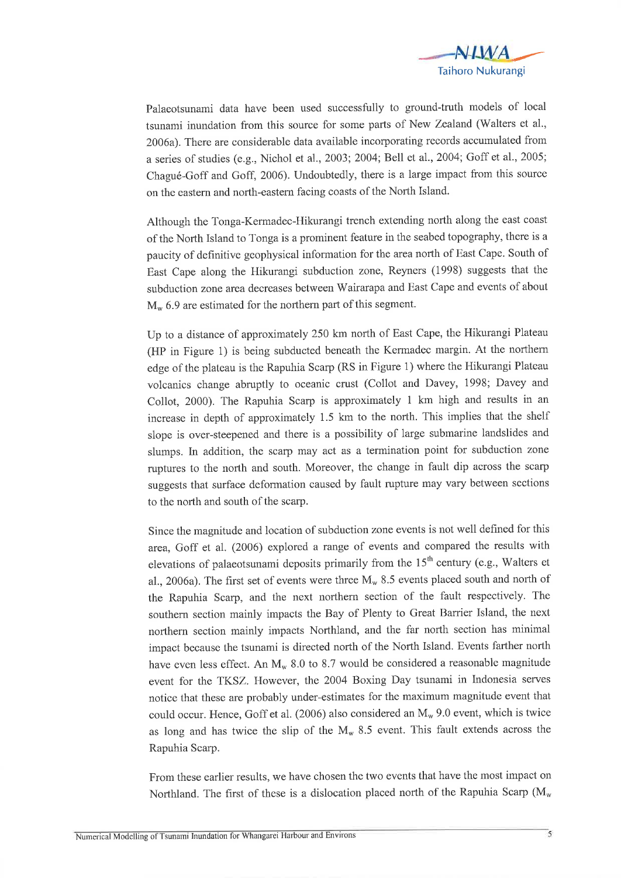Palaeotsunami data have been used successfully to ground-truth models of local tsunami inundation from this source for some parts of New Zealand (Walters et al., 2006a). There are considerable data available incorporating records accumulated from a series of studies (e.g., Nichol et al., 2003; 2004; Bell et al., 2004; Goff et al., 2005; Chagué-Goff and Goff, 2006). Undoubtedly, there is a large impact from this source on the eastern and north-eastern facing coasts of the North Island.

Although the Tonga-Kermadec-Hikurangi trench extending north along the east coast of the North Island to Tonga is a prominent feature in the seabed topography, there is a paucity of definitive geophysical information for the area north of East Cape. South of East Cape along the Hikurangi subduction zone, Reyners (1998) suggests that the subduction zone area decreases between Wairarapa and East Cape and events of about $M_w$ 6.9 are estimated for the northern part of this segment.

Up to a distance of approximately 250 km north of East Cape, the Hikurangi Plateau (HP in Figure 1) is being subducted beneath the Kermadec margin. At the northern edge of the plateau is the Rapuhia Scarp (RS in Figure 1) where the Hikurangi Plateau volcanics change abruptly to oceanic crust (Collot and Davey, 1998; Davey and Collot, 2000). The Rapuhia Scarp is approximately 1 km high and results in an increase in depth of approximately 1.5 km to the north. This implies that the shelf slope is over-steepened and there is a possibility of large submarine landslides and slumps. In addition, the scarp may act as a termination point for subduction zone ruptures to the north and south. Moreover, the change in fault dip across the scarp suggests that surface deformation caused by fault rupture may vary between sections to the north and south of the scarp.

Since the magnitude and location of subduction zone events is not well defined for this area, Goff et al. (2006) explored a range of events and compared the results with elevations of palaeotsunami deposits primarily from the 15th century (e.g., Walters et al., 2006a). The first set of events were three $M_w$ 8.5 events placed south and north of the Rapuhia Scarp, and the next northern section of the fault respectively. The southern section mainly impacts the Bay of Plenty to Great Barrier Island, the next northern section mainly impacts Northland, and the far north section has minimal impact because the tsunami is directed north of the North Island. Events farther north have even less effect. An $M_w$ 8.0 to 8.7 would be considered a reasonable magnitude event for the TKSZ. However, the 2004 Boxing Day tsunami in Indonesia serves notice that these are probably under-estimates for the maximum magnitude event that could occur. Hence, Goff et al. (2006) also considered an $M_w$ 9.0 event, which is twice as long and has twice the slip of the $M_w$ 8.5 event. This fault extends across the Rapuhia Scarp.

From these earlier results, we have chosen the two events that have the most impact on Northland. The first of these is a dislocation placed north of the Rapuhia Scarp ($M_w$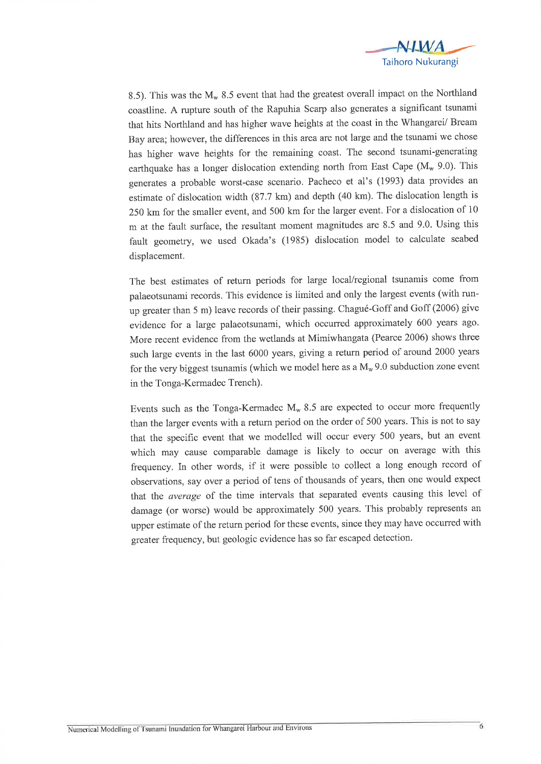8.5). This was the $M_w$ 8.5 event that had the greatest overall impact on the Northland coastline. A rupture south of the Rapuhia Scarp also generates a significant tsunami that hits Northland and has higher wave heights at the coast in the Whangarei/ Bream Bay area; however, the differences in this area are not large and the tsunami we chose has higher wave heights for the remaining coast. The second tsunami-generating earthquake has a longer dislocation extending north from East Cape ($M_w$ 9.0). This generates a probable worst-case scenario. Pacheco et al's (1993) data provides an estimate of dislocation width (87.7 km) and depth (40 km). The dislocation length is 250 km for the smaller event, and 500 km for the larger event. For a dislocation of 10 m at the fault surface, the resultant moment magnitudes are 8.5 and 9.0. Using this fault geometry, we used Okada's (1985) dislocation model to calculate seabed displacement.

The best estimates of return periods for large local/regional tsunamis come from palaeotsunami records. This evidence is limited and only the largest events (with run-up greater than 5 m) leave records of their passing. Chagué-Goff and Goff (2006) give evidence for a large palaeotsunami, which occurred approximately 600 years ago. More recent evidence from the wetlands at Mimiwhangata (Pearce 2006) shows three such large events in the last 6000 years, giving a return period of around 2000 years for the very biggest tsunamis (which we model here as a $M_w$ 9.0 subduction zone event in the Tonga-Kermadec Trench).

Events such as the Tonga-Kermadec $M_w$ 8.5 are expected to occur more frequently than the larger events with a return period on the order of 500 years. This is not to say that the specific event that we modelled will occur every 500 years, but an event which may cause comparable damage is likely to occur on average with this frequency. In other words, if it were possible to collect a long enough record of observations, say over a period of tens of thousands of years, then one would expect that the *average* of the time intervals that separated events causing this level of damage (or worse) would be approximately 500 years. This probably represents an upper estimate of the return period for these events, since they may have occurred with greater frequency, but geologic evidence has so far escaped detection.